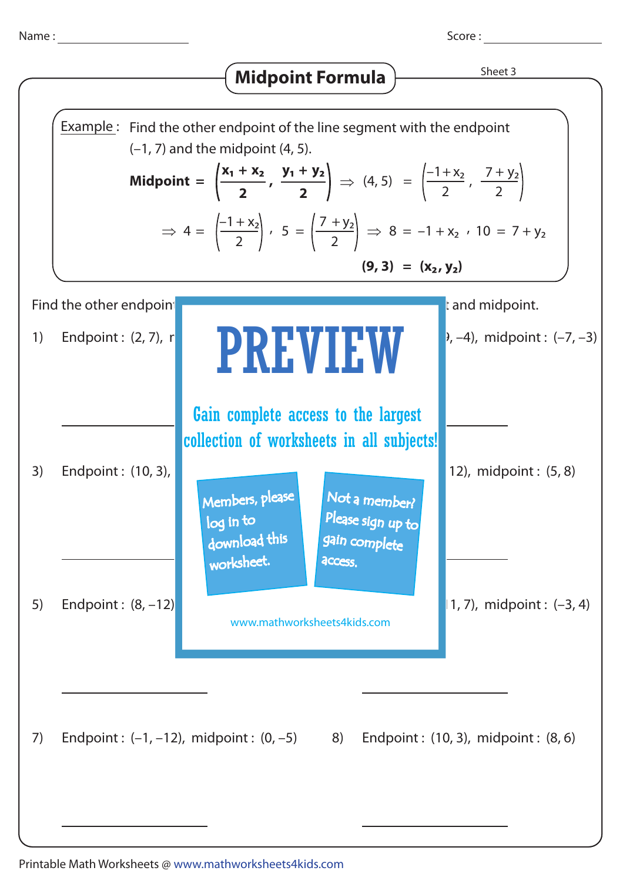Name : ____________ Score : ____________

# Midpoint Formula

Sheet 3

**Example :** Find the other endpoint of the line segment with the endpoint (–1, 7) and the midpoint (4, 5).

$$\textbf{Midpoint} = \left(\frac{x_1 + x_2}{2}, \frac{y_1 + y_2}{2}\right) \Rightarrow (4, 5) = \left(\frac{-1 + x_2}{2}, \frac{7 + y_2}{2}\right)$$

$$\Rightarrow 4 = \left(\frac{-1 + x_2}{2}\right), \; 5 = \left(\frac{7 + y_2}{2}\right) \Rightarrow 8 = -1 + x_2, \; 10 = 7 + y_2$$

$$\mathbf{(9, 3) = (x_2, y_2)}$$

Find the other endpoin t and midpoint.

1) Endpoint : (2, 7), r

______________

, –4), midpoint : (–7, –3)

______________

3) Endpoint : (10, 3),

______________

12), midpoint : (5, 8)

______________

5) Endpoint : (8, –12)

______________

1, 7), midpoint : (–3, 4)

______________

7) Endpoint : (–1, –12), midpoint : (0, –5)

______________

8) Endpoint : (10, 3), midpoint : (8, 6)

______________

PREVIEW

Gain complete access to the largest collection of worksheets in all subjects!

Members, please log in to download this worksheet.

Not a member? Please sign up to gain complete access.

www.mathworksheets4kids.com

Printable Math Worksheets @ www.mathworksheets4kids.com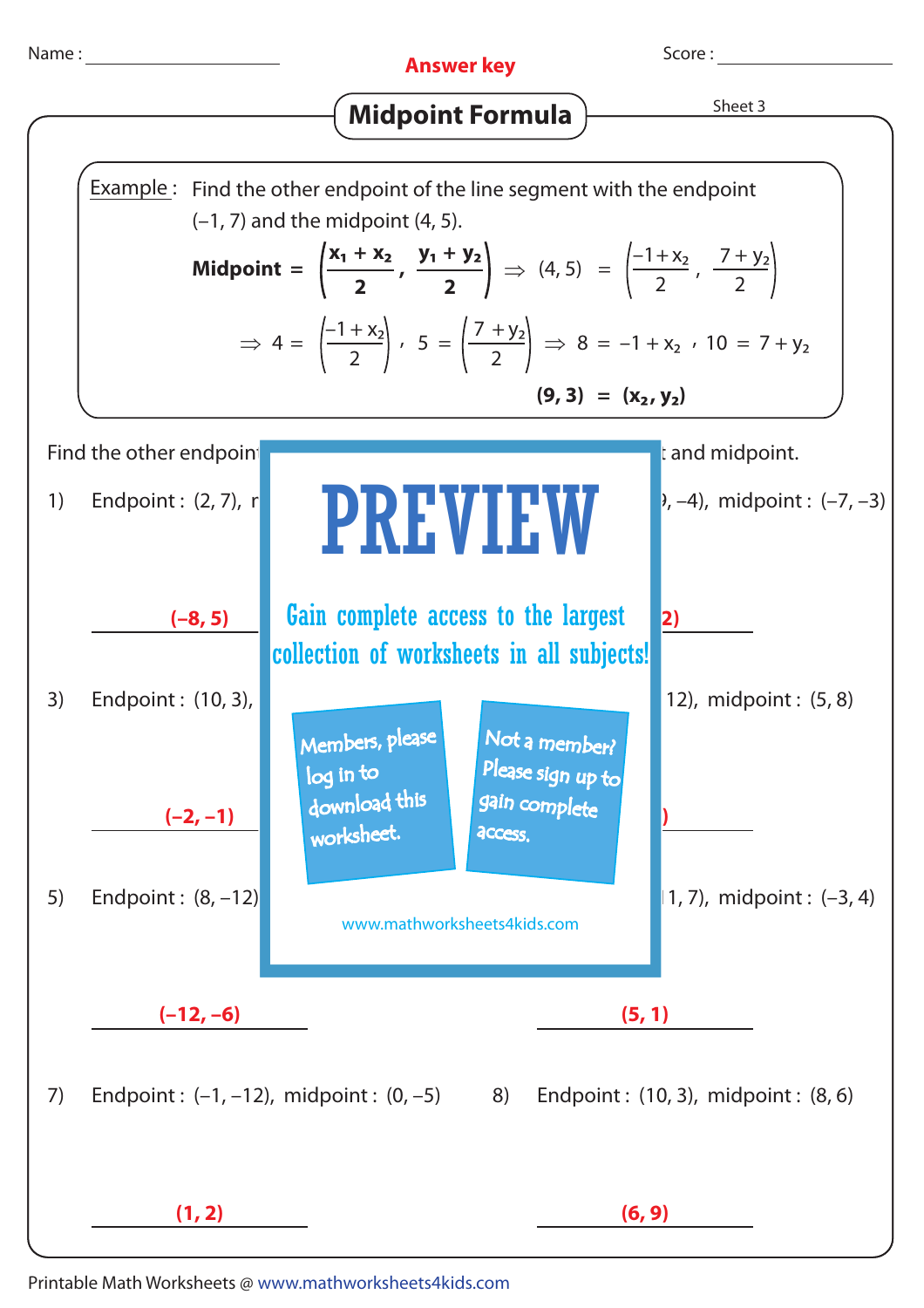Name : ____________ **Answer key** Score : ____________

# Midpoint Formula

Sheet 3

**Example :** Find the other endpoint of the line segment with the endpoint (–1, 7) and the midpoint (4, 5).

$$\textbf{Midpoint} = \left(\frac{x_1 + x_2}{2}, \frac{y_1 + y_2}{2}\right) \Rightarrow (4, 5) = \left(\frac{-1 + x_2}{2}, \frac{7 + y_2}{2}\right)$$

$$\Rightarrow 4 = \left(\frac{-1 + x_2}{2}\right), \ 5 = \left(\frac{7 + y_2}{2}\right) \Rightarrow 8 = -1 + x_2, \ 10 = 7 + y_2$$

$$(9, 3) = (x_2, y_2)$$

Find the other endpoin t and midpoint.

1) Endpoint : (2, 7), r

**(–8, 5)**

), –4), midpoint : (–7, –3)

2)

3) Endpoint : (10, 3),

**(–2, –1)**

12), midpoint : (5, 8)

)

5) Endpoint : (8, –12)

**(–12, –6)**

1, 7), midpoint : (–3, 4)

**(5, 1)**

7) Endpoint : (–1, –12), midpoint : (0, –5)

**(1, 2)**

8) Endpoint : (10, 3), midpoint : (8, 6)

**(6, 9)**

PREVIEW

Gain complete access to the largest collection of worksheets in all subjects!

Members, please log in to download this worksheet.

Not a member? Please sign up to gain complete access.

www.mathworksheets4kids.com

Printable Math Worksheets @ www.mathworksheets4kids.com